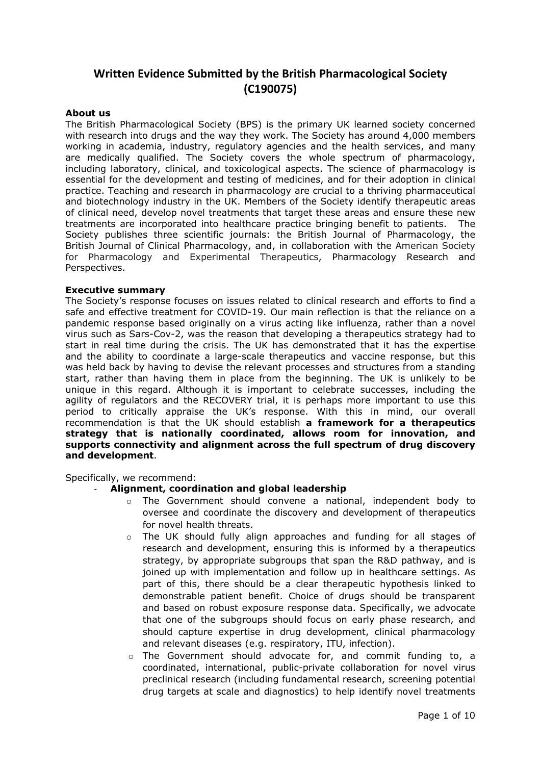# Written Evidence Submitted by the British Pharmacological Society (C190075)

**About us**

The British Pharmacological Society (BPS) is the primary UK learned society concerned with research into drugs and the way they work. The Society has around 4,000 members working in academia, industry, regulatory agencies and the health services, and many are medically qualified. The Society covers the whole spectrum of pharmacology, including laboratory, clinical, and toxicological aspects. The science of pharmacology is essential for the development and testing of medicines, and for their adoption in clinical practice. Teaching and research in pharmacology are crucial to a thriving pharmaceutical and biotechnology industry in the UK. Members of the Society identify therapeutic areas of clinical need, develop novel treatments that target these areas and ensure these new treatments are incorporated into healthcare practice bringing benefit to patients. The Society publishes three scientific journals: the British Journal of Pharmacology, the British Journal of Clinical Pharmacology, and, in collaboration with the American Society for Pharmacology and Experimental Therapeutics, Pharmacology Research and Perspectives.

**Executive summary**

The Society's response focuses on issues related to clinical research and efforts to find a safe and effective treatment for COVID-19. Our main reflection is that the reliance on a pandemic response based originally on a virus acting like influenza, rather than a novel virus such as Sars-Cov-2, was the reason that developing a therapeutics strategy had to start in real time during the crisis. The UK has demonstrated that it has the expertise and the ability to coordinate a large-scale therapeutics and vaccine response, but this was held back by having to devise the relevant processes and structures from a standing start, rather than having them in place from the beginning. The UK is unlikely to be unique in this regard. Although it is important to celebrate successes, including the agility of regulators and the RECOVERY trial, it is perhaps more important to use this period to critically appraise the UK's response. With this in mind, our overall recommendation is that the UK should establish **a framework for a therapeutics strategy that is nationally coordinated, allows room for innovation, and supports connectivity and alignment across the full spectrum of drug discovery and development**.

Specifically, we recommend:

- **Alignment, coordination and global leadership**
  - The Government should convene a national, independent body to oversee and coordinate the discovery and development of therapeutics for novel health threats.
  - The UK should fully align approaches and funding for all stages of research and development, ensuring this is informed by a therapeutics strategy, by appropriate subgroups that span the R&D pathway, and is joined up with implementation and follow up in healthcare settings. As part of this, there should be a clear therapeutic hypothesis linked to demonstrable patient benefit. Choice of drugs should be transparent and based on robust exposure response data. Specifically, we advocate that one of the subgroups should focus on early phase research, and should capture expertise in drug development, clinical pharmacology and relevant diseases (e.g. respiratory, ITU, infection).
  - The Government should advocate for, and commit funding to, a coordinated, international, public-private collaboration for novel virus preclinical research (including fundamental research, screening potential drug targets at scale and diagnostics) to help identify novel treatments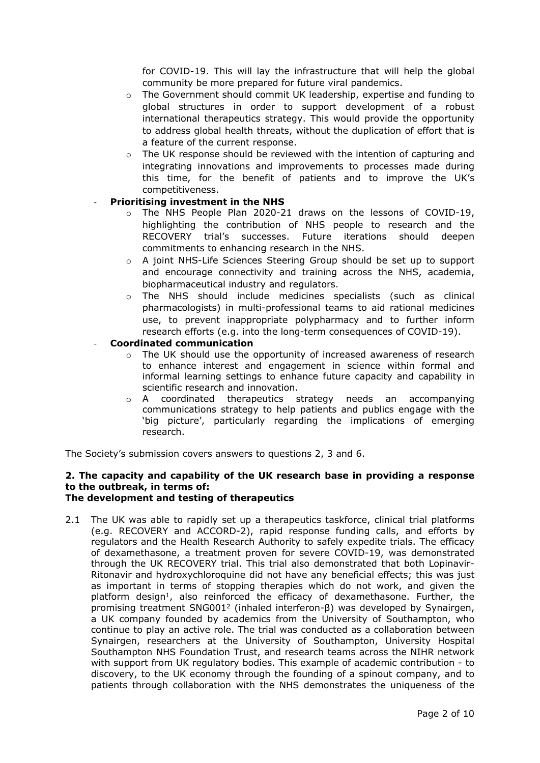for COVID-19. This will lay the infrastructure that will help the global community be more prepared for future viral pandemics.
  - The Government should commit UK leadership, expertise and funding to global structures in order to support development of a robust international therapeutics strategy. This would provide the opportunity to address global health threats, without the duplication of effort that is a feature of the current response.
  - The UK response should be reviewed with the intention of capturing and integrating innovations and improvements to processes made during this time, for the benefit of patients and to improve the UK's competitiveness.
- **Prioritising investment in the NHS**
  - The NHS People Plan 2020-21 draws on the lessons of COVID-19, highlighting the contribution of NHS people to research and the RECOVERY trial's successes. Future iterations should deepen commitments to enhancing research in the NHS.
  - A joint NHS-Life Sciences Steering Group should be set up to support and encourage connectivity and training across the NHS, academia, biopharmaceutical industry and regulators.
  - The NHS should include medicines specialists (such as clinical pharmacologists) in multi-professional teams to aid rational medicines use, to prevent inappropriate polypharmacy and to further inform research efforts (e.g. into the long-term consequences of COVID-19).
- **Coordinated communication**
  - The UK should use the opportunity of increased awareness of research to enhance interest and engagement in science within formal and informal learning settings to enhance future capacity and capability in scientific research and innovation.
  - A coordinated therapeutics strategy needs an accompanying communications strategy to help patients and publics engage with the 'big picture', particularly regarding the implications of emerging research.

The Society's submission covers answers to questions 2, 3 and 6.

**2. The capacity and capability of the UK research base in providing a response to the outbreak, in terms of:**
**The development and testing of therapeutics**

2.1 The UK was able to rapidly set up a therapeutics taskforce, clinical trial platforms (e.g. RECOVERY and ACCORD-2), rapid response funding calls, and efforts by regulators and the Health Research Authority to safely expedite trials. The efficacy of dexamethasone, a treatment proven for severe COVID-19, was demonstrated through the UK RECOVERY trial. This trial also demonstrated that both Lopinavir-Ritonavir and hydroxychloroquine did not have any beneficial effects; this was just as important in terms of stopping therapies which do not work, and given the platform design[1], also reinforced the efficacy of dexamethasone. Further, the promising treatment SNG001[2] (inhaled interferon-β) was developed by Synairgen, a UK company founded by academics from the University of Southampton, who continue to play an active role. The trial was conducted as a collaboration between Synairgen, researchers at the University of Southampton, University Hospital Southampton NHS Foundation Trust, and research teams across the NIHR network with support from UK regulatory bodies. This example of academic contribution - to discovery, to the UK economy through the founding of a spinout company, and to patients through collaboration with the NHS demonstrates the uniqueness of the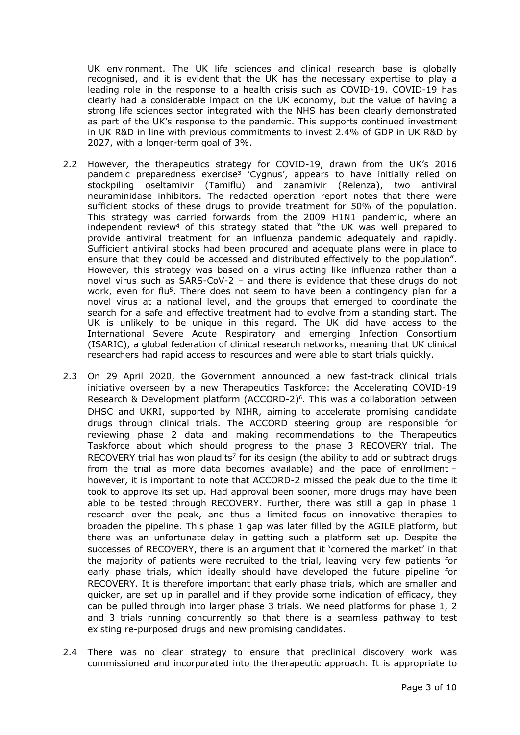UK environment. The UK life sciences and clinical research base is globally recognised, and it is evident that the UK has the necessary expertise to play a leading role in the response to a health crisis such as COVID-19. COVID-19 has clearly had a considerable impact on the UK economy, but the value of having a strong life sciences sector integrated with the NHS has been clearly demonstrated as part of the UK's response to the pandemic. This supports continued investment in UK R&D in line with previous commitments to invest 2.4% of GDP in UK R&D by 2027, with a longer-term goal of 3%.

2.2 However, the therapeutics strategy for COVID-19, drawn from the UK's 2016 pandemic preparedness exercise[3] 'Cygnus', appears to have initially relied on stockpiling oseltamivir (Tamiflu) and zanamivir (Relenza), two antiviral neuraminidase inhibitors. The redacted operation report notes that there were sufficient stocks of these drugs to provide treatment for 50% of the population. This strategy was carried forwards from the 2009 H1N1 pandemic, where an independent review[4] of this strategy stated that "the UK was well prepared to provide antiviral treatment for an influenza pandemic adequately and rapidly. Sufficient antiviral stocks had been procured and adequate plans were in place to ensure that they could be accessed and distributed effectively to the population". However, this strategy was based on a virus acting like influenza rather than a novel virus such as SARS-CoV-2 – and there is evidence that these drugs do not work, even for flu[5]. There does not seem to have been a contingency plan for a novel virus at a national level, and the groups that emerged to coordinate the search for a safe and effective treatment had to evolve from a standing start. The UK is unlikely to be unique in this regard. The UK did have access to the International Severe Acute Respiratory and emerging Infection Consortium (ISARIC), a global federation of clinical research networks, meaning that UK clinical researchers had rapid access to resources and were able to start trials quickly.

2.3 On 29 April 2020, the Government announced a new fast-track clinical trials initiative overseen by a new Therapeutics Taskforce: the Accelerating COVID-19 Research & Development platform (ACCORD-2)[6]. This was a collaboration between DHSC and UKRI, supported by NIHR, aiming to accelerate promising candidate drugs through clinical trials. The ACCORD steering group are responsible for reviewing phase 2 data and making recommendations to the Therapeutics Taskforce about which should progress to the phase 3 RECOVERY trial. The RECOVERY trial has won plaudits[7] for its design (the ability to add or subtract drugs from the trial as more data becomes available) and the pace of enrollment – however, it is important to note that ACCORD-2 missed the peak due to the time it took to approve its set up. Had approval been sooner, more drugs may have been able to be tested through RECOVERY. Further, there was still a gap in phase 1 research over the peak, and thus a limited focus on innovative therapies to broaden the pipeline. This phase 1 gap was later filled by the AGILE platform, but there was an unfortunate delay in getting such a platform set up. Despite the successes of RECOVERY, there is an argument that it 'cornered the market' in that the majority of patients were recruited to the trial, leaving very few patients for early phase trials, which ideally should have developed the future pipeline for RECOVERY. It is therefore important that early phase trials, which are smaller and quicker, are set up in parallel and if they provide some indication of efficacy, they can be pulled through into larger phase 3 trials. We need platforms for phase 1, 2 and 3 trials running concurrently so that there is a seamless pathway to test existing re-purposed drugs and new promising candidates.

2.4 There was no clear strategy to ensure that preclinical discovery work was commissioned and incorporated into the therapeutic approach. It is appropriate to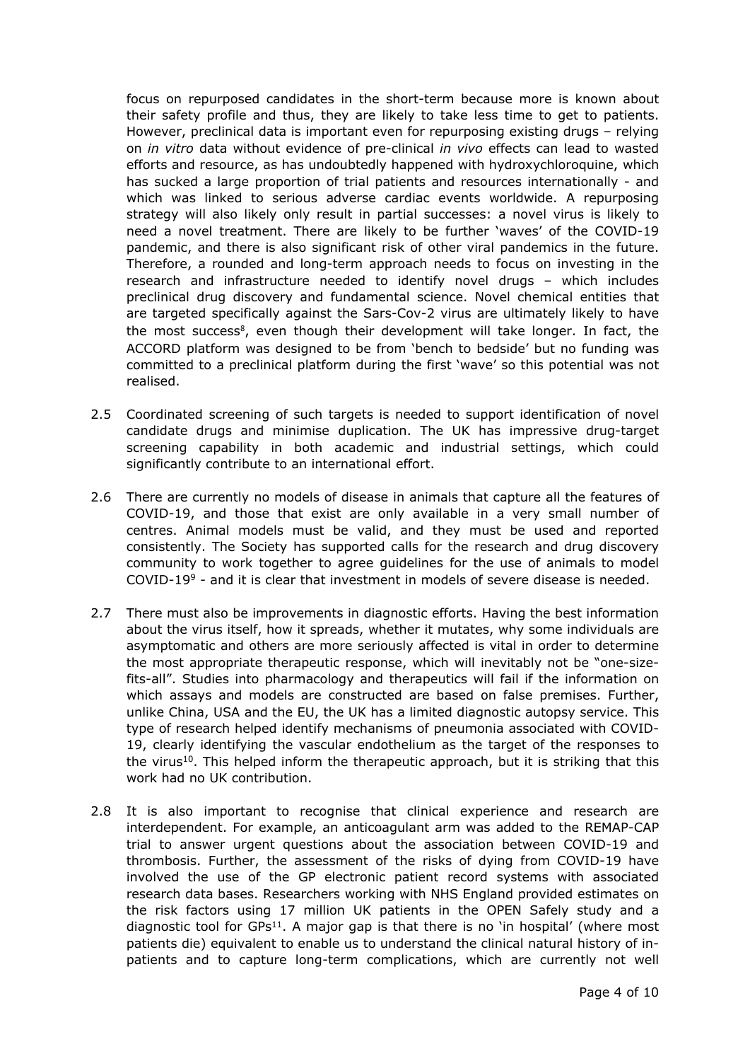focus on repurposed candidates in the short-term because more is known about their safety profile and thus, they are likely to take less time to get to patients. However, preclinical data is important even for repurposing existing drugs – relying on *in vitro* data without evidence of pre-clinical *in vivo* effects can lead to wasted efforts and resource, as has undoubtedly happened with hydroxychloroquine, which has sucked a large proportion of trial patients and resources internationally - and which was linked to serious adverse cardiac events worldwide. A repurposing strategy will also likely only result in partial successes: a novel virus is likely to need a novel treatment. There are likely to be further 'waves' of the COVID-19 pandemic, and there is also significant risk of other viral pandemics in the future. Therefore, a rounded and long-term approach needs to focus on investing in the research and infrastructure needed to identify novel drugs – which includes preclinical drug discovery and fundamental science. Novel chemical entities that are targeted specifically against the Sars-Cov-2 virus are ultimately likely to have the most success[8], even though their development will take longer. In fact, the ACCORD platform was designed to be from 'bench to bedside' but no funding was committed to a preclinical platform during the first 'wave' so this potential was not realised.

2.5 Coordinated screening of such targets is needed to support identification of novel candidate drugs and minimise duplication. The UK has impressive drug-target screening capability in both academic and industrial settings, which could significantly contribute to an international effort.

2.6 There are currently no models of disease in animals that capture all the features of COVID-19, and those that exist are only available in a very small number of centres. Animal models must be valid, and they must be used and reported consistently. The Society has supported calls for the research and drug discovery community to work together to agree guidelines for the use of animals to model COVID-19[9] - and it is clear that investment in models of severe disease is needed.

2.7 There must also be improvements in diagnostic efforts. Having the best information about the virus itself, how it spreads, whether it mutates, why some individuals are asymptomatic and others are more seriously affected is vital in order to determine the most appropriate therapeutic response, which will inevitably not be "one-size-fits-all". Studies into pharmacology and therapeutics will fail if the information on which assays and models are constructed are based on false premises. Further, unlike China, USA and the EU, the UK has a limited diagnostic autopsy service. This type of research helped identify mechanisms of pneumonia associated with COVID-19, clearly identifying the vascular endothelium as the target of the responses to the virus[10]. This helped inform the therapeutic approach, but it is striking that this work had no UK contribution.

2.8 It is also important to recognise that clinical experience and research are interdependent. For example, an anticoagulant arm was added to the REMAP-CAP trial to answer urgent questions about the association between COVID-19 and thrombosis. Further, the assessment of the risks of dying from COVID-19 have involved the use of the GP electronic patient record systems with associated research data bases. Researchers working with NHS England provided estimates on the risk factors using 17 million UK patients in the OPEN Safely study and a diagnostic tool for GPs[11]. A major gap is that there is no 'in hospital' (where most patients die) equivalent to enable us to understand the clinical natural history of in-patients and to capture long-term complications, which are currently not well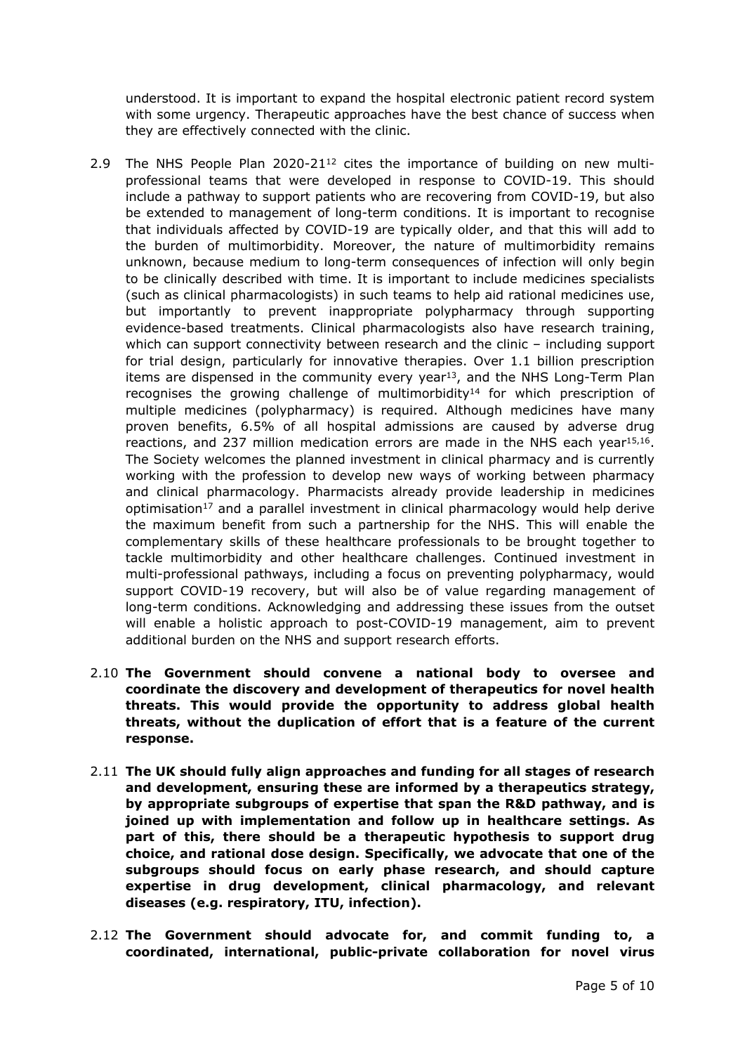understood. It is important to expand the hospital electronic patient record system with some urgency. Therapeutic approaches have the best chance of success when they are effectively connected with the clinic.

2.9 The NHS People Plan 2020-21[12] cites the importance of building on new multi-professional teams that were developed in response to COVID-19. This should include a pathway to support patients who are recovering from COVID-19, but also be extended to management of long-term conditions. It is important to recognise that individuals affected by COVID-19 are typically older, and that this will add to the burden of multimorbidity. Moreover, the nature of multimorbidity remains unknown, because medium to long-term consequences of infection will only begin to be clinically described with time. It is important to include medicines specialists (such as clinical pharmacologists) in such teams to help aid rational medicines use, but importantly to prevent inappropriate polypharmacy through supporting evidence-based treatments. Clinical pharmacologists also have research training, which can support connectivity between research and the clinic – including support for trial design, particularly for innovative therapies. Over 1.1 billion prescription items are dispensed in the community every year[13], and the NHS Long-Term Plan recognises the growing challenge of multimorbidity[14] for which prescription of multiple medicines (polypharmacy) is required. Although medicines have many proven benefits, 6.5% of all hospital admissions are caused by adverse drug reactions, and 237 million medication errors are made in the NHS each year[15,16]. The Society welcomes the planned investment in clinical pharmacy and is currently working with the profession to develop new ways of working between pharmacy and clinical pharmacology. Pharmacists already provide leadership in medicines optimisation[17] and a parallel investment in clinical pharmacology would help derive the maximum benefit from such a partnership for the NHS. This will enable the complementary skills of these healthcare professionals to be brought together to tackle multimorbidity and other healthcare challenges. Continued investment in multi-professional pathways, including a focus on preventing polypharmacy, would support COVID-19 recovery, but will also be of value regarding management of long-term conditions. Acknowledging and addressing these issues from the outset will enable a holistic approach to post-COVID-19 management, aim to prevent additional burden on the NHS and support research efforts.

2.10 **The Government should convene a national body to oversee and coordinate the discovery and development of therapeutics for novel health threats. This would provide the opportunity to address global health threats, without the duplication of effort that is a feature of the current response.**

2.11 **The UK should fully align approaches and funding for all stages of research and development, ensuring these are informed by a therapeutics strategy, by appropriate subgroups of expertise that span the R&D pathway, and is joined up with implementation and follow up in healthcare settings. As part of this, there should be a therapeutic hypothesis to support drug choice, and rational dose design. Specifically, we advocate that one of the subgroups should focus on early phase research, and should capture expertise in drug development, clinical pharmacology, and relevant diseases (e.g. respiratory, ITU, infection).**

2.12 **The Government should advocate for, and commit funding to, a coordinated, international, public-private collaboration for novel virus**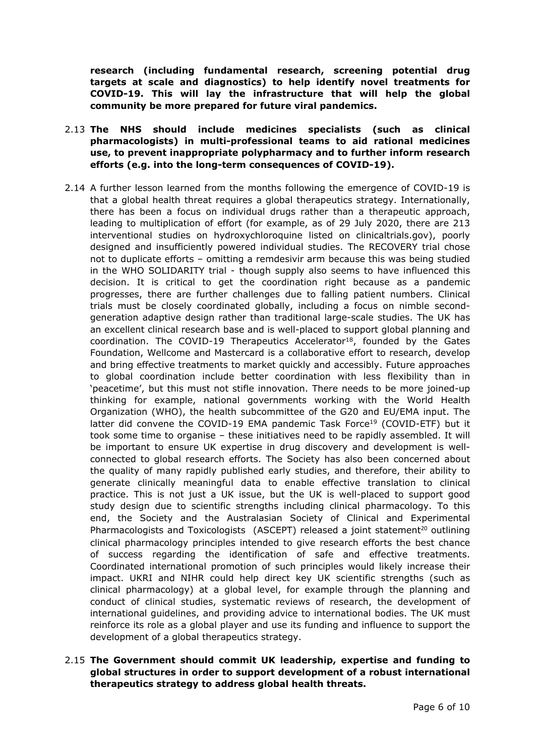**research (including fundamental research, screening potential drug targets at scale and diagnostics) to help identify novel treatments for COVID-19. This will lay the infrastructure that will help the global community be more prepared for future viral pandemics.**

2.13 **The NHS should include medicines specialists (such as clinical pharmacologists) in multi-professional teams to aid rational medicines use, to prevent inappropriate polypharmacy and to further inform research efforts (e.g. into the long-term consequences of COVID-19).**

2.14 A further lesson learned from the months following the emergence of COVID-19 is that a global health threat requires a global therapeutics strategy. Internationally, there has been a focus on individual drugs rather than a therapeutic approach, leading to multiplication of effort (for example, as of 29 July 2020, there are 213 interventional studies on hydroxychloroquine listed on clinicaltrials.gov), poorly designed and insufficiently powered individual studies. The RECOVERY trial chose not to duplicate efforts – omitting a remdesivir arm because this was being studied in the WHO SOLIDARITY trial - though supply also seems to have influenced this decision. It is critical to get the coordination right because as a pandemic progresses, there are further challenges due to falling patient numbers. Clinical trials must be closely coordinated globally, including a focus on nimble second-generation adaptive design rather than traditional large-scale studies. The UK has an excellent clinical research base and is well-placed to support global planning and coordination. The COVID-19 Therapeutics Accelerator[18], founded by the Gates Foundation, Wellcome and Mastercard is a collaborative effort to research, develop and bring effective treatments to market quickly and accessibly. Future approaches to global coordination include better coordination with less flexibility than in 'peacetime', but this must not stifle innovation. There needs to be more joined-up thinking for example, national governments working with the World Health Organization (WHO), the health subcommittee of the G20 and EU/EMA input. The latter did convene the COVID-19 EMA pandemic Task Force[19] (COVID-ETF) but it took some time to organise – these initiatives need to be rapidly assembled. It will be important to ensure UK expertise in drug discovery and development is well-connected to global research efforts. The Society has also been concerned about the quality of many rapidly published early studies, and therefore, their ability to generate clinically meaningful data to enable effective translation to clinical practice. This is not just a UK issue, but the UK is well-placed to support good study design due to scientific strengths including clinical pharmacology. To this end, the Society and the Australasian Society of Clinical and Experimental Pharmacologists and Toxicologists (ASCEPT) released a joint statement[20] outlining clinical pharmacology principles intended to give research efforts the best chance of success regarding the identification of safe and effective treatments. Coordinated international promotion of such principles would likely increase their impact. UKRI and NIHR could help direct key UK scientific strengths (such as clinical pharmacology) at a global level, for example through the planning and conduct of clinical studies, systematic reviews of research, the development of international guidelines, and providing advice to international bodies. The UK must reinforce its role as a global player and use its funding and influence to support the development of a global therapeutics strategy.

2.15 **The Government should commit UK leadership, expertise and funding to global structures in order to support development of a robust international therapeutics strategy to address global health threats.**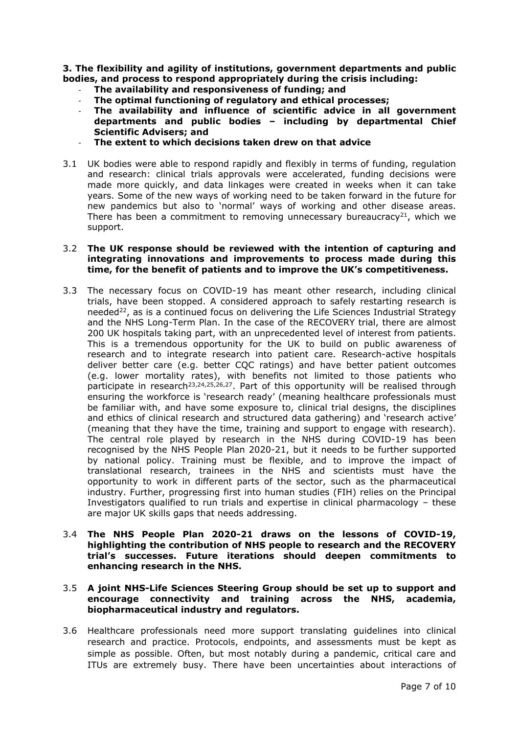**3. The flexibility and agility of institutions, government departments and public bodies, and process to respond appropriately during the crisis including:**

- **The availability and responsiveness of funding; and**
- **The optimal functioning of regulatory and ethical processes;**
- **The availability and influence of scientific advice in all government departments and public bodies – including by departmental Chief Scientific Advisers; and**
- **The extent to which decisions taken drew on that advice**

3.1 UK bodies were able to respond rapidly and flexibly in terms of funding, regulation and research: clinical trials approvals were accelerated, funding decisions were made more quickly, and data linkages were created in weeks when it can take years. Some of the new ways of working need to be taken forward in the future for new pandemics but also to 'normal' ways of working and other disease areas. There has been a commitment to removing unnecessary bureaucracy[21], which we support.

3.2 **The UK response should be reviewed with the intention of capturing and integrating innovations and improvements to process made during this time, for the benefit of patients and to improve the UK's competitiveness.**

3.3 The necessary focus on COVID-19 has meant other research, including clinical trials, have been stopped. A considered approach to safely restarting research is needed[22], as is a continued focus on delivering the Life Sciences Industrial Strategy and the NHS Long-Term Plan. In the case of the RECOVERY trial, there are almost 200 UK hospitals taking part, with an unprecedented level of interest from patients. This is a tremendous opportunity for the UK to build on public awareness of research and to integrate research into patient care. Research-active hospitals deliver better care (e.g. better CQC ratings) and have better patient outcomes (e.g. lower mortality rates), with benefits not limited to those patients who participate in research[23,24,25,26,27]. Part of this opportunity will be realised through ensuring the workforce is 'research ready' (meaning healthcare professionals must be familiar with, and have some exposure to, clinical trial designs, the disciplines and ethics of clinical research and structured data gathering) and 'research active' (meaning that they have the time, training and support to engage with research). The central role played by research in the NHS during COVID-19 has been recognised by the NHS People Plan 2020-21, but it needs to be further supported by national policy. Training must be flexible, and to improve the impact of translational research, trainees in the NHS and scientists must have the opportunity to work in different parts of the sector, such as the pharmaceutical industry. Further, progressing first into human studies (FIH) relies on the Principal Investigators qualified to run trials and expertise in clinical pharmacology – these are major UK skills gaps that needs addressing.

3.4 **The NHS People Plan 2020-21 draws on the lessons of COVID-19, highlighting the contribution of NHS people to research and the RECOVERY trial's successes. Future iterations should deepen commitments to enhancing research in the NHS.**

3.5 **A joint NHS-Life Sciences Steering Group should be set up to support and encourage connectivity and training across the NHS, academia, biopharmaceutical industry and regulators.**

3.6 Healthcare professionals need more support translating guidelines into clinical research and practice. Protocols, endpoints, and assessments must be kept as simple as possible. Often, but most notably during a pandemic, critical care and ITUs are extremely busy. There have been uncertainties about interactions of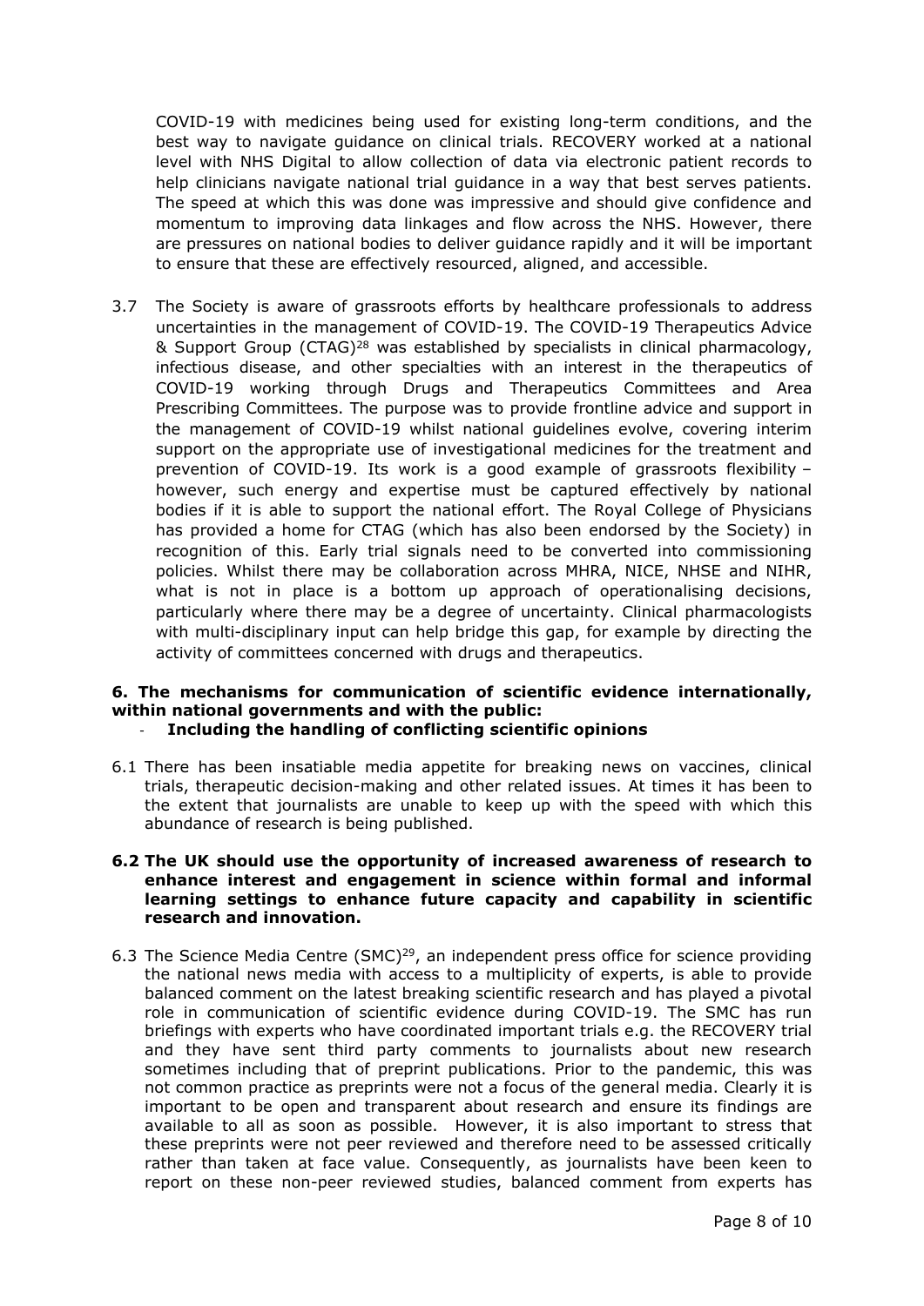COVID-19 with medicines being used for existing long-term conditions, and the best way to navigate guidance on clinical trials. RECOVERY worked at a national level with NHS Digital to allow collection of data via electronic patient records to help clinicians navigate national trial guidance in a way that best serves patients. The speed at which this was done was impressive and should give confidence and momentum to improving data linkages and flow across the NHS. However, there are pressures on national bodies to deliver guidance rapidly and it will be important to ensure that these are effectively resourced, aligned, and accessible.

3.7 The Society is aware of grassroots efforts by healthcare professionals to address uncertainties in the management of COVID-19. The COVID-19 Therapeutics Advice & Support Group (CTAG)[28] was established by specialists in clinical pharmacology, infectious disease, and other specialties with an interest in the therapeutics of COVID-19 working through Drugs and Therapeutics Committees and Area Prescribing Committees. The purpose was to provide frontline advice and support in the management of COVID-19 whilst national guidelines evolve, covering interim support on the appropriate use of investigational medicines for the treatment and prevention of COVID-19. Its work is a good example of grassroots flexibility – however, such energy and expertise must be captured effectively by national bodies if it is able to support the national effort. The Royal College of Physicians has provided a home for CTAG (which has also been endorsed by the Society) in recognition of this. Early trial signals need to be converted into commissioning policies. Whilst there may be collaboration across MHRA, NICE, NHSE and NIHR, what is not in place is a bottom up approach of operationalising decisions, particularly where there may be a degree of uncertainty. Clinical pharmacologists with multi-disciplinary input can help bridge this gap, for example by directing the activity of committees concerned with drugs and therapeutics.

**6. The mechanisms for communication of scientific evidence internationally, within national governments and with the public:**

- **Including the handling of conflicting scientific opinions**

6.1 There has been insatiable media appetite for breaking news on vaccines, clinical trials, therapeutic decision-making and other related issues. At times it has been to the extent that journalists are unable to keep up with the speed with which this abundance of research is being published.

**6.2 The UK should use the opportunity of increased awareness of research to enhance interest and engagement in science within formal and informal learning settings to enhance future capacity and capability in scientific research and innovation.**

6.3 The Science Media Centre (SMC)[29], an independent press office for science providing the national news media with access to a multiplicity of experts, is able to provide balanced comment on the latest breaking scientific research and has played a pivotal role in communication of scientific evidence during COVID-19. The SMC has run briefings with experts who have coordinated important trials e.g. the RECOVERY trial and they have sent third party comments to journalists about new research sometimes including that of preprint publications. Prior to the pandemic, this was not common practice as preprints were not a focus of the general media. Clearly it is important to be open and transparent about research and ensure its findings are available to all as soon as possible. However, it is also important to stress that these preprints were not peer reviewed and therefore need to be assessed critically rather than taken at face value. Consequently, as journalists have been keen to report on these non-peer reviewed studies, balanced comment from experts has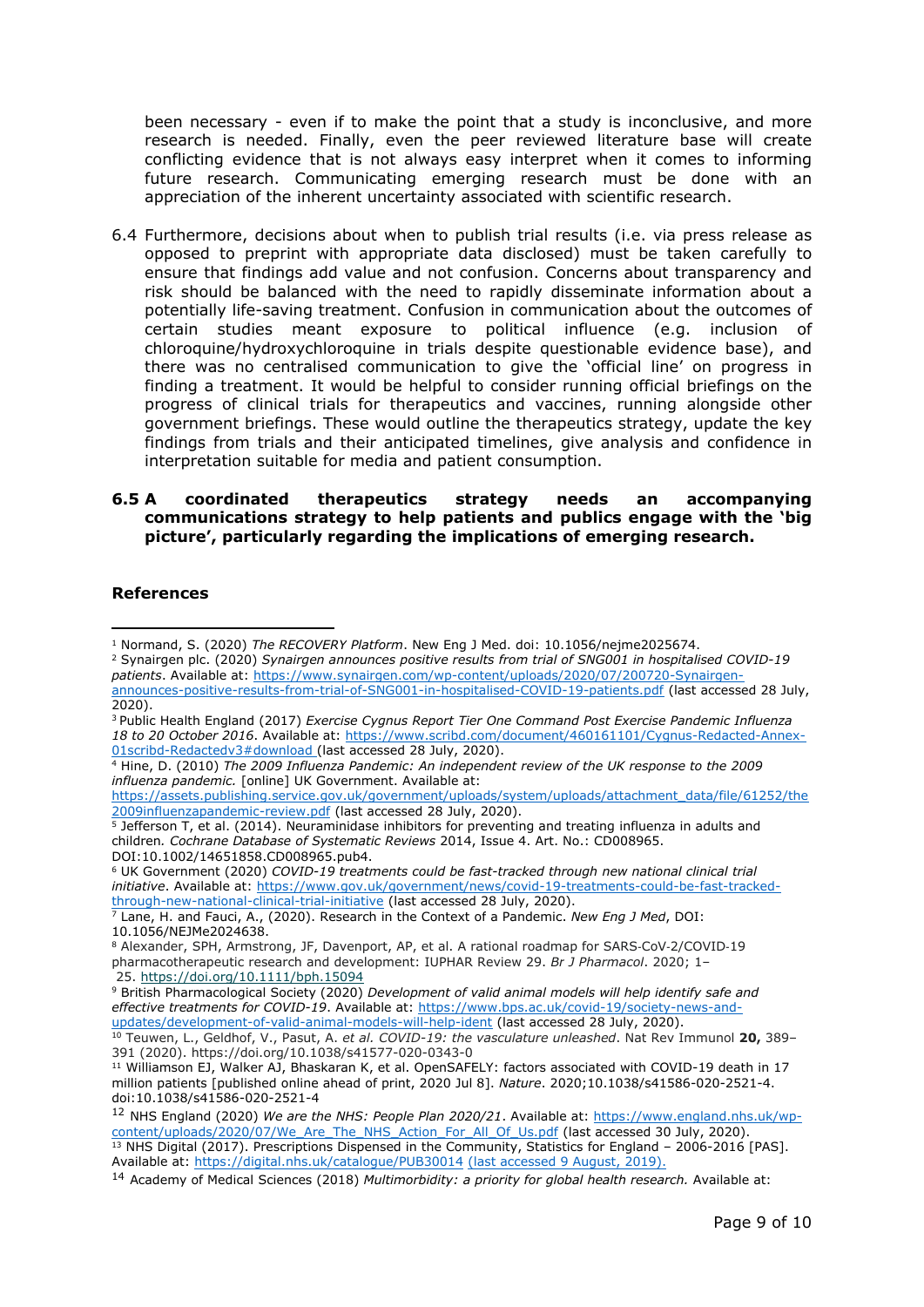been necessary - even if to make the point that a study is inconclusive, and more research is needed. Finally, even the peer reviewed literature base will create conflicting evidence that is not always easy interpret when it comes to informing future research. Communicating emerging research must be done with an appreciation of the inherent uncertainty associated with scientific research.

6.4 Furthermore, decisions about when to publish trial results (i.e. via press release as opposed to preprint with appropriate data disclosed) must be taken carefully to ensure that findings add value and not confusion. Concerns about transparency and risk should be balanced with the need to rapidly disseminate information about a potentially life-saving treatment. Confusion in communication about the outcomes of certain studies meant exposure to political influence (e.g. inclusion of chloroquine/hydroxychloroquine in trials despite questionable evidence base), and there was no centralised communication to give the 'official line' on progress in finding a treatment. It would be helpful to consider running official briefings on the progress of clinical trials for therapeutics and vaccines, running alongside other government briefings. These would outline the therapeutics strategy, update the key findings from trials and their anticipated timelines, give analysis and confidence in interpretation suitable for media and patient consumption.

**6.5 A coordinated therapeutics strategy needs an accompanying communications strategy to help patients and publics engage with the 'big picture', particularly regarding the implications of emerging research.**

## References

[1] Normand, S. (2020) *The RECOVERY Platform*. New Eng J Med. doi: 10.1056/nejme2025674.

[2] Synairgen plc. (2020) *Synairgen announces positive results from trial of SNG001 in hospitalised COVID-19 patients*. Available at: https://www.synairgen.com/wp-content/uploads/2020/07/200720-Synairgen-announces-positive-results-from-trial-of-SNG001-in-hospitalised-COVID-19-patients.pdf (last accessed 28 July, 2020).

[3] Public Health England (2017) *Exercise Cygnus Report Tier One Command Post Exercise Pandemic Influenza 18 to 20 October 2016*. Available at: https://www.scribd.com/document/460161101/Cygnus-Redacted-Annex-01scribd-Redactedv3#download (last accessed 28 July, 2020).

[4] Hine, D. (2010) *The 2009 Influenza Pandemic: An independent review of the UK response to the 2009 influenza pandemic.* [online] UK Government. Available at: https://assets.publishing.service.gov.uk/government/uploads/system/uploads/attachment_data/file/61252/the2009influenzapandemic-review.pdf (last accessed 28 July, 2020).

[5] Jefferson T, et al. (2014). Neuraminidase inhibitors for preventing and treating influenza in adults and children*. Cochrane Database of Systematic Reviews* 2014, Issue 4. Art. No.: CD008965. DOI:10.1002/14651858.CD008965.pub4.

[6] UK Government (2020) *COVID-19 treatments could be fast-tracked through new national clinical trial initiative*. Available at: https://www.gov.uk/government/news/covid-19-treatments-could-be-fast-tracked-through-new-national-clinical-trial-initiative (last accessed 28 July, 2020).

[7] Lane, H. and Fauci, A., (2020). Research in the Context of a Pandemic. *New Eng J Med*, DOI: 10.1056/NEJMe2024638.

[8] Alexander, SPH, Armstrong, JF, Davenport, AP, et al. A rational roadmap for SARS‐CoV‐2/COVID‐19 pharmacotherapeutic research and development: IUPHAR Review 29. *Br J Pharmacol*. 2020; 1– 25. https://doi.org/10.1111/bph.15094

[9] British Pharmacological Society (2020) *Development of valid animal models will help identify safe and effective treatments for COVID-19*. Available at: https://www.bps.ac.uk/covid-19/society-news-and-updates/development-of-valid-animal-models-will-help-ident (last accessed 28 July, 2020).

[10] Teuwen, L., Geldhof, V., Pasut, A. *et al. COVID-19: the vasculature unleashed*. Nat Rev Immunol **20,** 389–391 (2020). https://doi.org/10.1038/s41577-020-0343-0

[11] Williamson EJ, Walker AJ, Bhaskaran K, et al. OpenSAFELY: factors associated with COVID-19 death in 17 million patients [published online ahead of print, 2020 Jul 8]. *Nature*. 2020;10.1038/s41586-020-2521-4. doi:10.1038/s41586-020-2521-4

[12] NHS England (2020) *We are the NHS: People Plan 2020/21*. Available at: https://www.england.nhs.uk/wp-content/uploads/2020/07/We_Are_The_NHS_Action_For_All_Of_Us.pdf (last accessed 30 July, 2020).

[13] NHS Digital (2017). Prescriptions Dispensed in the Community, Statistics for England – 2006-2016 [PAS]. Available at: https://digital.nhs.uk/catalogue/PUB30014 (last accessed 9 August, 2019).

[14] Academy of Medical Sciences (2018) *Multimorbidity: a priority for global health research.* Available at: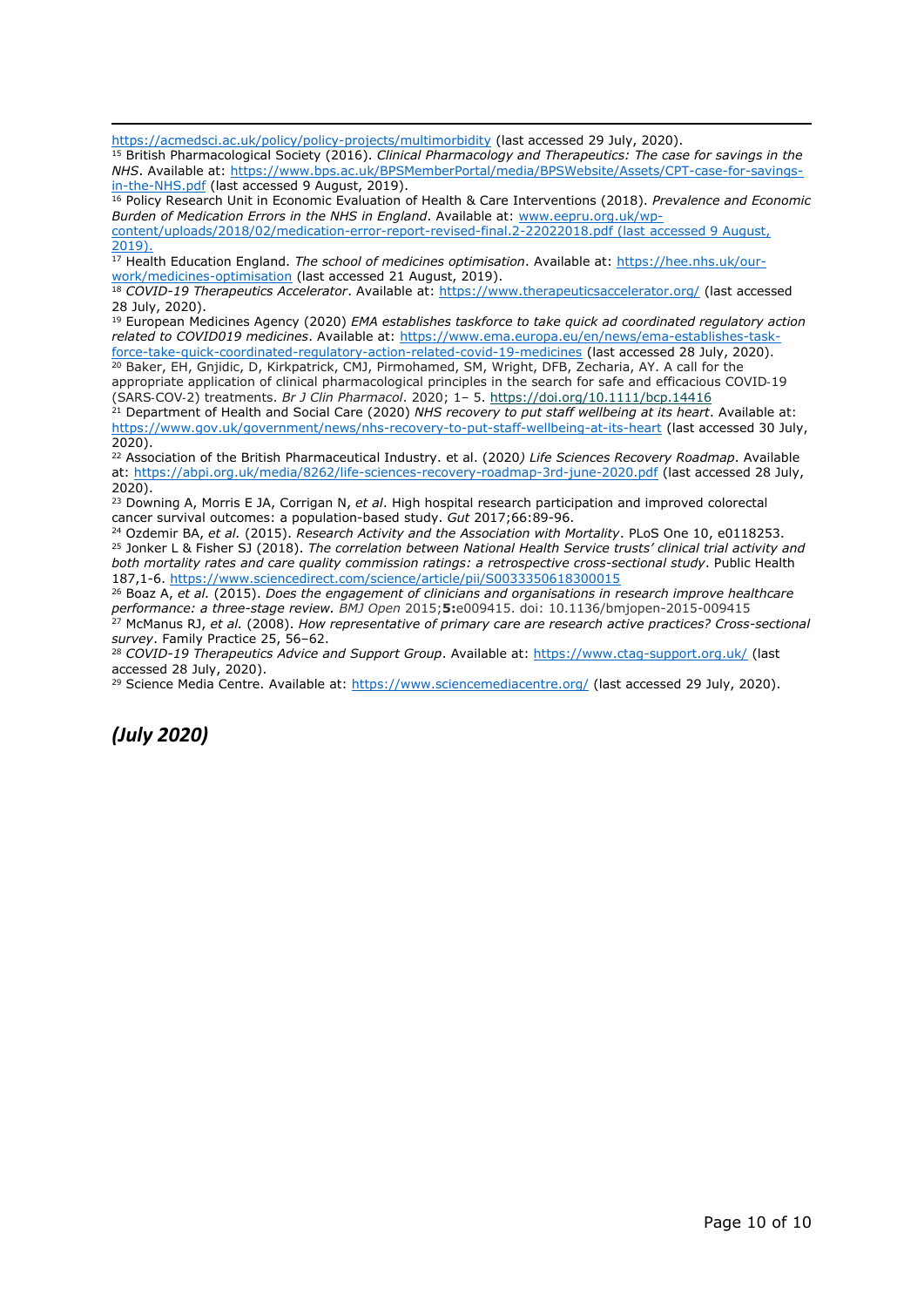https://acmedsci.ac.uk/policy/policy-projects/multimorbidity (last accessed 29 July, 2020).

[15] British Pharmacological Society (2016). *Clinical Pharmacology and Therapeutics: The case for savings in the NHS*. Available at: https://www.bps.ac.uk/BPSMemberPortal/media/BPSWebsite/Assets/CPT-case-for-savings-in-the-NHS.pdf (last accessed 9 August, 2019).

[16] Policy Research Unit in Economic Evaluation of Health & Care Interventions (2018). *Prevalence and Economic Burden of Medication Errors in the NHS in England*. Available at: www.eepru.org.uk/wp-content/uploads/2018/02/medication-error-report-revised-final.2-22022018.pdf (last accessed 9 August, 2019).

[17] Health Education England. *The school of medicines optimisation*. Available at: https://hee.nhs.uk/our-work/medicines-optimisation (last accessed 21 August, 2019).

[18] *COVID-19 Therapeutics Accelerator*. Available at: https://www.therapeuticsaccelerator.org/ (last accessed 28 July, 2020).

[19] European Medicines Agency (2020) *EMA establishes taskforce to take quick ad coordinated regulatory action related to COVID019 medicines*. Available at: https://www.ema.europa.eu/en/news/ema-establishes-task-force-take-quick-coordinated-regulatory-action-related-covid-19-medicines (last accessed 28 July, 2020).

[20] Baker, EH, Gnjidic, D, Kirkpatrick, CMJ, Pirmohamed, SM, Wright, DFB, Zecharia, AY. A call for the appropriate application of clinical pharmacological principles in the search for safe and efficacious COVID‐19 (SARS‐COV‐2) treatments. *Br J Clin Pharmacol*. 2020; 1– 5. https://doi.org/10.1111/bcp.14416

[21] Department of Health and Social Care (2020) *NHS recovery to put staff wellbeing at its heart*. Available at: https://www.gov.uk/government/news/nhs-recovery-to-put-staff-wellbeing-at-its-heart (last accessed 30 July, 2020).

[22] Association of the British Pharmaceutical Industry. et al. (2020*) Life Sciences Recovery Roadmap*. Available at: https://abpi.org.uk/media/8262/life-sciences-recovery-roadmap-3rd-june-2020.pdf (last accessed 28 July, 2020).

[23] Downing A, Morris E JA, Corrigan N, *et al*. High hospital research participation and improved colorectal cancer survival outcomes: a population-based study. *Gut* 2017;66:89-96.

[24] Ozdemir BA, *et al.* (2015). *Research Activity and the Association with Mortality*. PLoS One 10, e0118253.

[25] Jonker L & Fisher SJ (2018). *The correlation between National Health Service trusts' clinical trial activity and both mortality rates and care quality commission ratings: a retrospective cross-sectional study*. Public Health 187,1-6. https://www.sciencedirect.com/science/article/pii/S0033350618300015

[26] Boaz A, *et al.* (2015). *Does the engagement of clinicians and organisations in research improve healthcare performance: a three-stage review. BMJ Open* 2015;**5:**e009415. doi: 10.1136/bmjopen-2015-009415

[27] McManus RJ, *et al.* (2008). *How representative of primary care are research active practices? Cross-sectional survey*. Family Practice 25, 56–62.

[28] *COVID-19 Therapeutics Advice and Support Group*. Available at: https://www.ctag-support.org.uk/ (last accessed 28 July, 2020).

[29] Science Media Centre. Available at: https://www.sciencemediacentre.org/ (last accessed 29 July, 2020).

***(July 2020)***